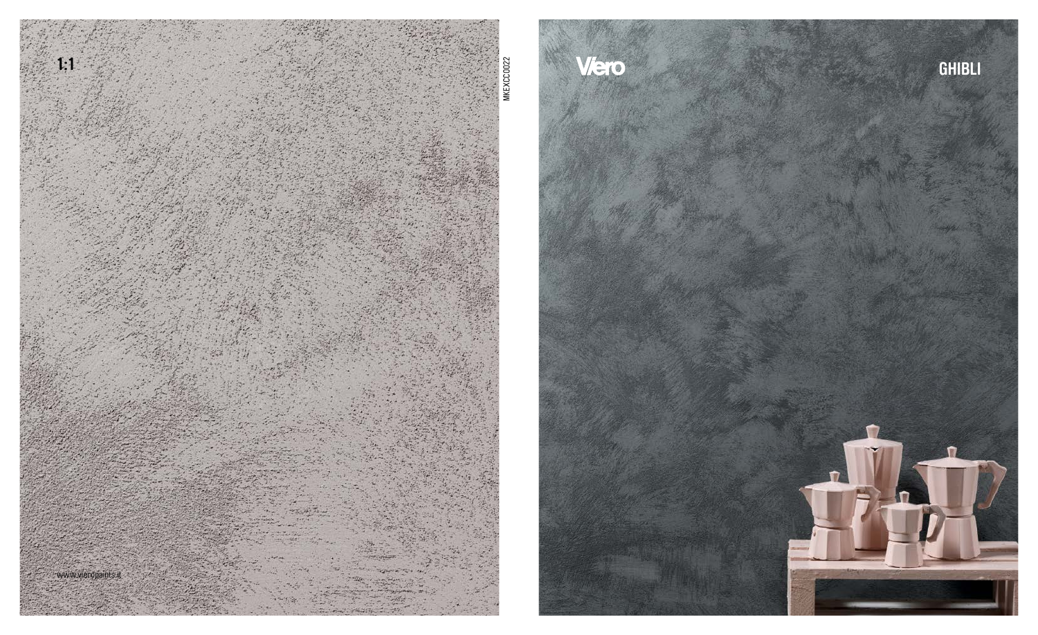1:1

www.vieropaints.it

MKEXCC0022

Viero

GHIBLI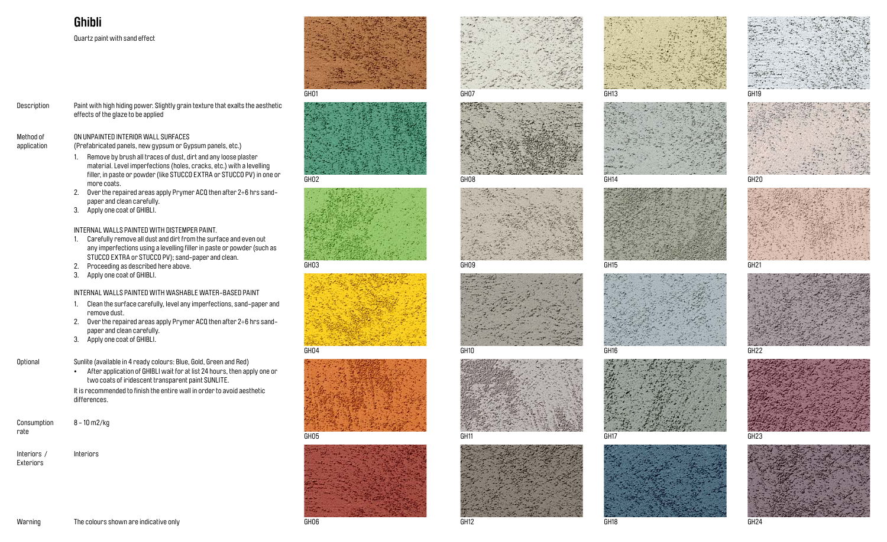# Ghibli

Quartz paint with sand effect

**Description**

Paint with high hiding power. Slightly grain texture that exalts the aesthetic effects of the glaze to be applied

**Method of application**

ON UNPAINTED INTERIOR WALL SURFACES
(Prefabricated panels, new gypsum or Gypsum panels, etc.)

1. Remove by brush all traces of dust, dirt and any loose plaster material. Level imperfections (holes, cracks, etc.) with a levelling filler, in paste or powder (like STUCCO EXTRA or STUCCO PV) in one or more coats.
2. Over the repaired areas apply Prymer ACQ then after 2÷6 hrs sand-paper and clean carefully.
3. Apply one coat of GHIBLI.

INTERNAL WALLS PAINTED WITH DISTEMPER PAINT.

1. Carefully remove all dust and dirt from the surface and even out any imperfections using a levelling filler in paste or powder (such as STUCCO EXTRA or STUCCO PV); sand-paper and clean.
2. Proceeding as described here above.
3. Apply one coat of GHIBLI.

INTERNAL WALLS PAINTED WITH WASHABLE WATER-BASED PAINT

1. Clean the surface carefully, level any imperfections, sand-paper and remove dust.
2. Over the repaired areas apply Prymer ACQ then after 2÷6 hrs sand-paper and clean carefully.
3. Apply one coat of GHIBLI.

**Optional**

Sunlite (available in 4 ready colours: Blue, Gold, Green and Red)

- After application of GHIBLI wait for at list 24 hours, then apply one or two coats of iridescent transparent paint SUNLITE.

It is recommended to finish the entire wall in order to avoid aesthetic differences.

**Consumption rate**

8 - 10 m2/kg

**Interiors / Exteriors**

Interiors

**Warning**

The colours shown are indicative only

GH01 GH02 GH03 GH04 GH05 GH06

GH07 GH08 GH09 GH10 GH11 GH12

GH13 GH14 GH15 GH16 GH17 GH18

GH19 GH20 GH21 GH22 GH23 GH24